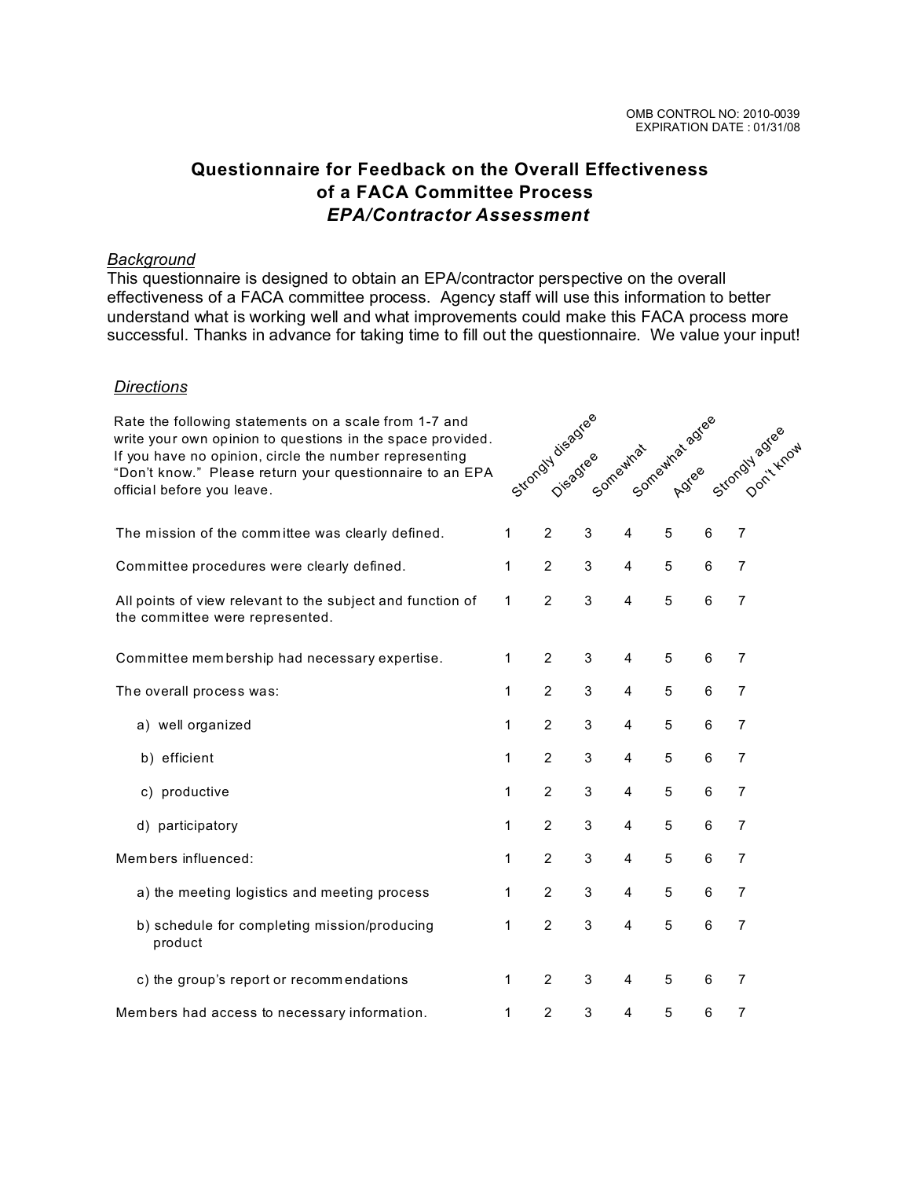OMB CONTROL NO: 2010-0039
EXPIRATION DATE : 01/31/08

# Questionnaire for Feedback on the Overall Effectiveness of a FACA Committee Process
## *EPA/Contractor Assessment*

*Background*

This questionnaire is designed to obtain an EPA/contractor perspective on the overall effectiveness of a FACA committee process. Agency staff will use this information to better understand what is working well and what improvements could make this FACA process more successful. Thanks in advance for taking time to fill out the questionnaire. We value your input!

*Directions*

Rate the following statements on a scale from 1-7 and write your own opinion to questions in the space provided. If you have no opinion, circle the number representing "Don't know." Please return your questionnaire to an EPA official before you leave.

| | Strongly disagree | Disagree | Somewhat | Somewhat agree | Agree | Strongly agree | Don't know |
|---|---|---|---|---|---|---|---|
| The mission of the committee was clearly defined. | 1 | 2 | 3 | 4 | 5 | 6 | 7 |
| Committee procedures were clearly defined. | 1 | 2 | 3 | 4 | 5 | 6 | 7 |
| All points of view relevant to the subject and function of the committee were represented. | 1 | 2 | 3 | 4 | 5 | 6 | 7 |
| Committee membership had necessary expertise. | 1 | 2 | 3 | 4 | 5 | 6 | 7 |
| The overall process was: | 1 | 2 | 3 | 4 | 5 | 6 | 7 |
| a) well organized | 1 | 2 | 3 | 4 | 5 | 6 | 7 |
| b) efficient | 1 | 2 | 3 | 4 | 5 | 6 | 7 |
| c) productive | 1 | 2 | 3 | 4 | 5 | 6 | 7 |
| d) participatory | 1 | 2 | 3 | 4 | 5 | 6 | 7 |
| Members influenced: | 1 | 2 | 3 | 4 | 5 | 6 | 7 |
| a) the meeting logistics and meeting process | 1 | 2 | 3 | 4 | 5 | 6 | 7 |
| b) schedule for completing mission/producing product | 1 | 2 | 3 | 4 | 5 | 6 | 7 |
| c) the group's report or recommendations | 1 | 2 | 3 | 4 | 5 | 6 | 7 |
| Members had access to necessary information. | 1 | 2 | 3 | 4 | 5 | 6 | 7 |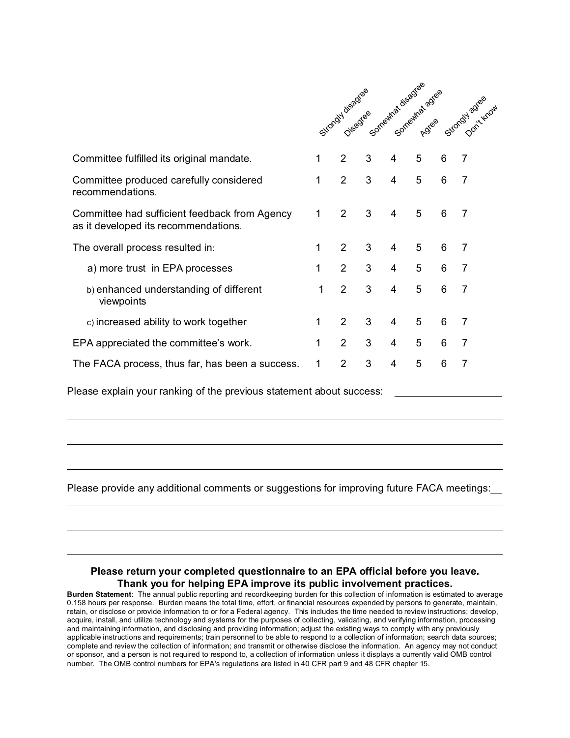| | Strongly disagree | Disagree | Somewhat disagree | Somewhat agree | Agree | Strongly agree | Don't know |
|---|---|---|---|---|---|---|---|
| Committee fulfilled its original mandate. | 1 | 2 | 3 | 4 | 5 | 6 | 7 |
| Committee produced carefully considered recommendations. | 1 | 2 | 3 | 4 | 5 | 6 | 7 |
| Committee had sufficient feedback from Agency as it developed its recommendations. | 1 | 2 | 3 | 4 | 5 | 6 | 7 |
| The overall process resulted in: | 1 | 2 | 3 | 4 | 5 | 6 | 7 |
| a) more trust in EPA processes | 1 | 2 | 3 | 4 | 5 | 6 | 7 |
| b) enhanced understanding of different viewpoints | 1 | 2 | 3 | 4 | 5 | 6 | 7 |
| c) increased ability to work together | 1 | 2 | 3 | 4 | 5 | 6 | 7 |
| EPA appreciated the committee's work. | 1 | 2 | 3 | 4 | 5 | 6 | 7 |
| The FACA process, thus far, has been a success. | 1 | 2 | 3 | 4 | 5 | 6 | 7 |

Please explain your ranking of the previous statement about success: ____________________

______________________________________________________________________

______________________________________________________________________

______________________________________________________________________

Please provide any additional comments or suggestions for improving future FACA meetings: __

______________________________________________________________________

______________________________________________________________________

______________________________________________________________________

**Please return your completed questionnaire to an EPA official before you leave.**
**Thank you for helping EPA improve its public involvement practices.**

**Burden Statement**: The annual public reporting and recordkeeping burden for this collection of information is estimated to average 0.158 hours per response. Burden means the total time, effort, or financial resources expended by persons to generate, maintain, retain, or disclose or provide information to or for a Federal agency. This includes the time needed to review instructions; develop, acquire, install, and utilize technology and systems for the purposes of collecting, validating, and verifying information, processing and maintaining information, and disclosing and providing information; adjust the existing ways to comply with any previously applicable instructions and requirements; train personnel to be able to respond to a collection of information; search data sources; complete and review the collection of information; and transmit or otherwise disclose the information. An agency may not conduct or sponsor, and a person is not required to respond to, a collection of information unless it displays a currently valid OMB control number. The OMB control numbers for EPA's regulations are listed in 40 CFR part 9 and 48 CFR chapter 15.